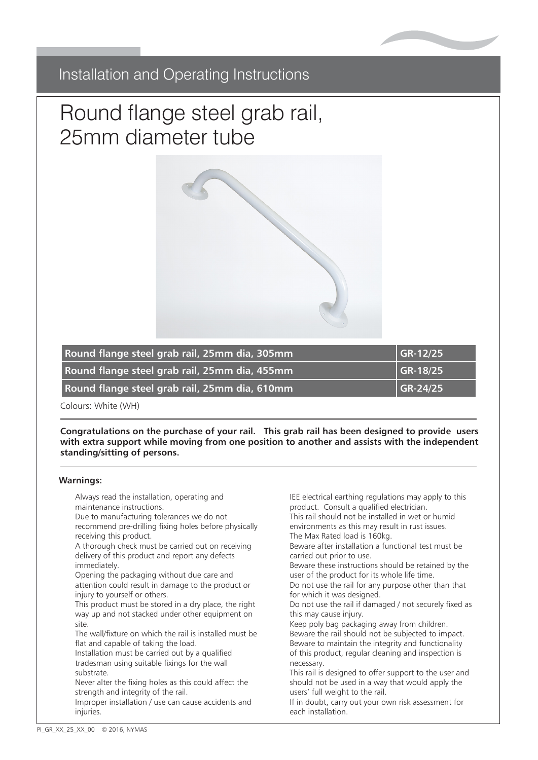## Installation and Operating Instructions

# Round flange steel grab rail, 25mm diameter tube

| Round flange steel grab rail, 25mm dia, 305mm | GR-12/25 |
|---|---|
| Round flange steel grab rail, 25mm dia, 455mm | GR-18/25 |
| Round flange steel grab rail, 25mm dia, 610mm | GR-24/25 |

Colours: White (WH)

**Congratulations on the purchase of your rail. This grab rail has been designed to provide users with extra support while moving from one position to another and assists with the independent standing/sitting of persons.**

**Warnings:**

Always read the installation, operating and maintenance instructions.
Due to manufacturing tolerances we do not recommend pre-drilling fixing holes before physically receiving this product.
A thorough check must be carried out on receiving delivery of this product and report any defects immediately.
Opening the packaging without due care and attention could result in damage to the product or injury to yourself or others.
This product must be stored in a dry place, the right way up and not stacked under other equipment on site.
The wall/fixture on which the rail is installed must be flat and capable of taking the load.
Installation must be carried out by a qualified tradesman using suitable fixings for the wall substrate.
Never alter the fixing holes as this could affect the strength and integrity of the rail.
Improper installation / use can cause accidents and injuries.
IEE electrical earthing regulations may apply to this product. Consult a qualified electrician.
This rail should not be installed in wet or humid environments as this may result in rust issues.
The Max Rated load is 160kg.
Beware after installation a functional test must be carried out prior to use.
Beware these instructions should be retained by the user of the product for its whole life time.
Do not use the rail for any purpose other than that for which it was designed.
Do not use the rail if damaged / not securely fixed as this may cause injury.
Keep poly bag packaging away from children.
Beware the rail should not be subjected to impact.
Beware to maintain the integrity and functionality of this product, regular cleaning and inspection is necessary.
This rail is designed to offer support to the user and should not be used in a way that would apply the users' full weight to the rail.
If in doubt, carry out your own risk assessment for each installation.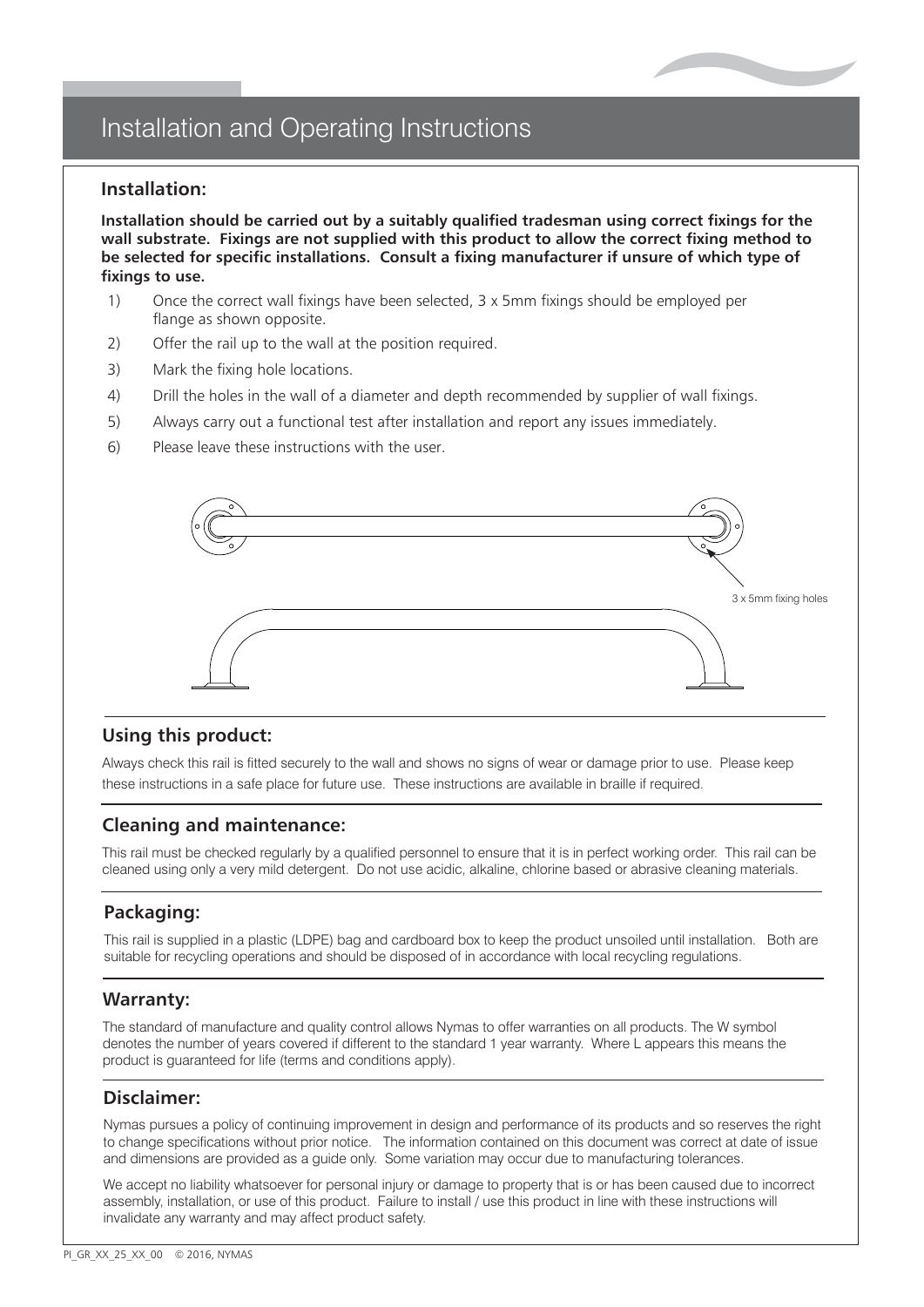# Installation and Operating Instructions

## Installation:

**Installation should be carried out by a suitably qualified tradesman using correct fixings for the wall substrate. Fixings are not supplied with this product to allow the correct fixing method to be selected for specific installations. Consult a fixing manufacturer if unsure of which type of fixings to use.**

1) Once the correct wall fixings have been selected, 3 x 5mm fixings should be employed per flange as shown opposite.
2) Offer the rail up to the wall at the position required.
3) Mark the fixing hole locations.
4) Drill the holes in the wall of a diameter and depth recommended by supplier of wall fixings.
5) Always carry out a functional test after installation and report any issues immediately.
6) Please leave these instructions with the user.

3 x 5mm fixing holes

## Using this product:

Always check this rail is fitted securely to the wall and shows no signs of wear or damage prior to use. Please keep these instructions in a safe place for future use. These instructions are available in braille if required.

## Cleaning and maintenance:

This rail must be checked regularly by a qualified personnel to ensure that it is in perfect working order. This rail can be cleaned using only a very mild detergent. Do not use acidic, alkaline, chlorine based or abrasive cleaning materials.

## Packaging:

This rail is supplied in a plastic (LDPE) bag and cardboard box to keep the product unsoiled until installation. Both are suitable for recycling operations and should be disposed of in accordance with local recycling regulations.

## Warranty:

The standard of manufacture and quality control allows Nymas to offer warranties on all products. The W symbol denotes the number of years covered if different to the standard 1 year warranty. Where L appears this means the product is guaranteed for life (terms and conditions apply).

## Disclaimer:

Nymas pursues a policy of continuing improvement in design and performance of its products and so reserves the right to change specifications without prior notice. The information contained on this document was correct at date of issue and dimensions are provided as a guide only. Some variation may occur due to manufacturing tolerances.

We accept no liability whatsoever for personal injury or damage to property that is or has been caused due to incorrect assembly, installation, or use of this product. Failure to install / use this product in line with these instructions will invalidate any warranty and may affect product safety.

PI_GR_XX_25_XX_00 © 2016, NYMAS